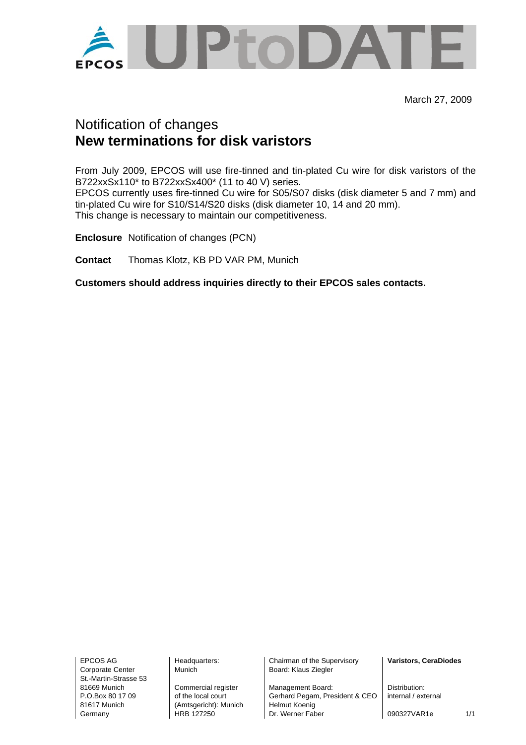EPCOS UPtoDATE

March 27, 2009

# Notification of changes
# **New terminations for disk varistors**

From July 2009, EPCOS will use fire-tinned and tin-plated Cu wire for disk varistors of the B722xxSx110* to B722xxSx400* (11 to 40 V) series.
EPCOS currently uses fire-tinned Cu wire for S05/S07 disks (disk diameter 5 and 7 mm) and tin-plated Cu wire for S10/S14/S20 disks (disk diameter 10, 14 and 20 mm).
This change is necessary to maintain our competitiveness.

**Enclosure** Notification of changes (PCN)

**Contact** Thomas Klotz, KB PD VAR PM, Munich

**Customers should address inquiries directly to their EPCOS sales contacts.**

| EPCOS AG<br>Corporate Center<br>St.-Martin-Strasse 53<br>81669 Munich<br>P.O.Box 80 17 09<br>81617 Munich<br>Germany | Headquarters:<br>Munich<br><br>Commercial register<br>of the local court<br>(Amtsgericht): Munich<br>HRB 127250 | Chairman of the Supervisory<br>Board: Klaus Ziegler<br><br>Management Board:<br>Gerhard Pegam, President & CEO<br>Helmut Koenig<br>Dr. Werner Faber | **Varistors, CeraDiodes**<br><br>Distribution:<br>internal / external<br><br>090327VAR1e |
|---|---|---|---|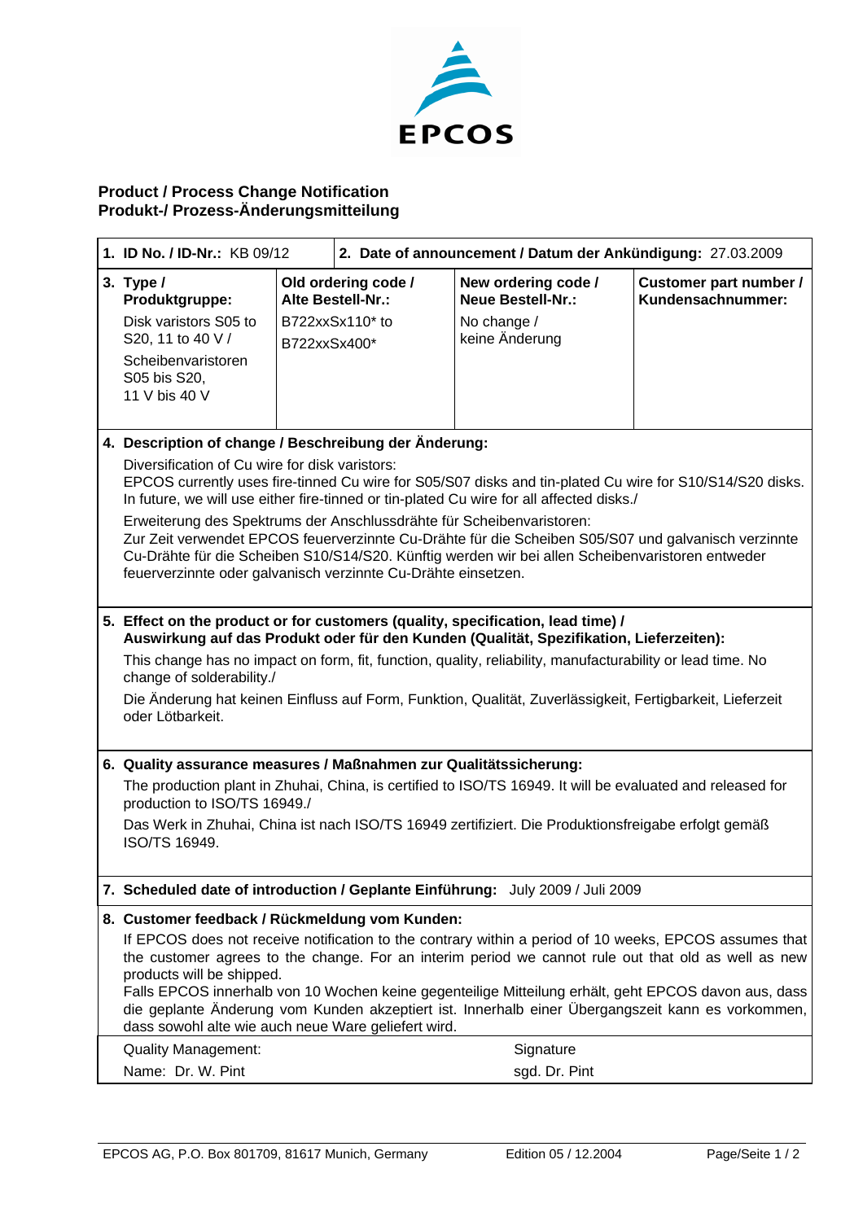EPCOS

**Product / Process Change Notification**
**Produkt-/ Prozess-Änderungsmitteilung**

| **1. ID No. / ID-Nr.:** KB 09/12 | **2. Date of announcement / Datum der Ankündigung:** 27.03.2009 | | |
|---|---|---|---|
| **3. Type / Produktgruppe:** Disk varistors S05 to S20, 11 to 40 V / Scheibenvaristoren S05 bis S20, 11 V bis 40 V | **Old ordering code / Alte Bestell-Nr.:** B722xxSx110* to B722xxSx400* | **New ordering code / Neue Bestell-Nr.:** No change / keine Änderung | **Customer part number / Kundensachnummer:** |

**4. Description of change / Beschreibung der Änderung:**

Diversification of Cu wire for disk varistors:
EPCOS currently uses fire-tinned Cu wire for S05/S07 disks and tin-plated Cu wire for S10/S14/S20 disks. In future, we will use either fire-tinned or tin-plated Cu wire for all affected disks./

Erweiterung des Spektrums der Anschlussdrähte für Scheibenvaristoren:
Zur Zeit verwendet EPCOS feuerverzinnte Cu-Drähte für die Scheiben S05/S07 und galvanisch verzinnte Cu-Drähte für die Scheiben S10/S14/S20. Künftig werden wir bei allen Scheibenvaristoren entweder feuerverzinnte oder galvanisch verzinnte Cu-Drähte einsetzen.

**5. Effect on the product or for customers (quality, specification, lead time) / Auswirkung auf das Produkt oder für den Kunden (Qualität, Spezifikation, Lieferzeiten):**

This change has no impact on form, fit, function, quality, reliability, manufacturability or lead time. No change of solderability./

Die Änderung hat keinen Einfluss auf Form, Funktion, Qualität, Zuverlässigkeit, Fertigbarkeit, Lieferzeit oder Lötbarkeit.

**6. Quality assurance measures / Maßnahmen zur Qualitätssicherung:**

The production plant in Zhuhai, China, is certified to ISO/TS 16949. It will be evaluated and released for production to ISO/TS 16949./

Das Werk in Zhuhai, China ist nach ISO/TS 16949 zertifiziert. Die Produktionsfreigabe erfolgt gemäß ISO/TS 16949.

**7. Scheduled date of introduction / Geplante Einführung:** July 2009 / Juli 2009

**8. Customer feedback / Rückmeldung vom Kunden:**

If EPCOS does not receive notification to the contrary within a period of 10 weeks, EPCOS assumes that the customer agrees to the change. For an interim period we cannot rule out that old as well as new products will be shipped.
Falls EPCOS innerhalb von 10 Wochen keine gegenteilige Mitteilung erhält, geht EPCOS davon aus, dass die geplante Änderung vom Kunden akzeptiert ist. Innerhalb einer Übergangszeit kann es vorkommen, dass sowohl alte wie auch neue Ware geliefert wird.

| Quality Management: | Signature |
|---|---|
| Name: Dr. W. Pint | sgd. Dr. Pint |

EPCOS AG, P.O. Box 801709, 81617 Munich, Germany — Edition 05 / 12.2004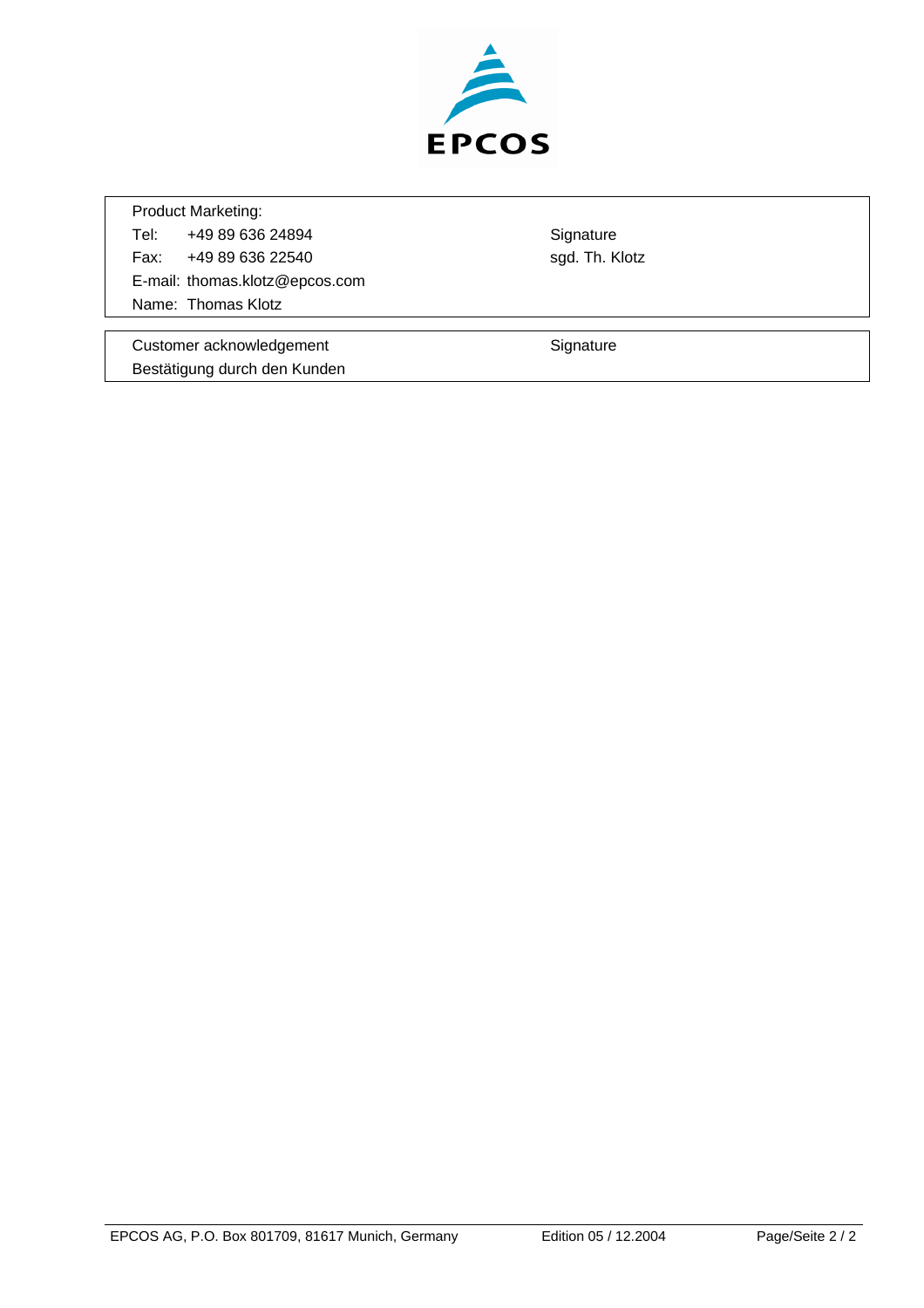EPCOS

| | |
|---|---|
| Product Marketing: | |
| Tel: +49 89 636 24894 | Signature |
| Fax: +49 89 636 22540 | sgd. Th. Klotz |
| E-mail: thomas.klotz@epcos.com | |
| Name: Thomas Klotz | |

| | |
|---|---|
| Customer acknowledgement | Signature |
| Bestätigung durch den Kunden | |

EPCOS AG, P.O. Box 801709, 81617 Munich, Germany

Edition 05 / 12.2004